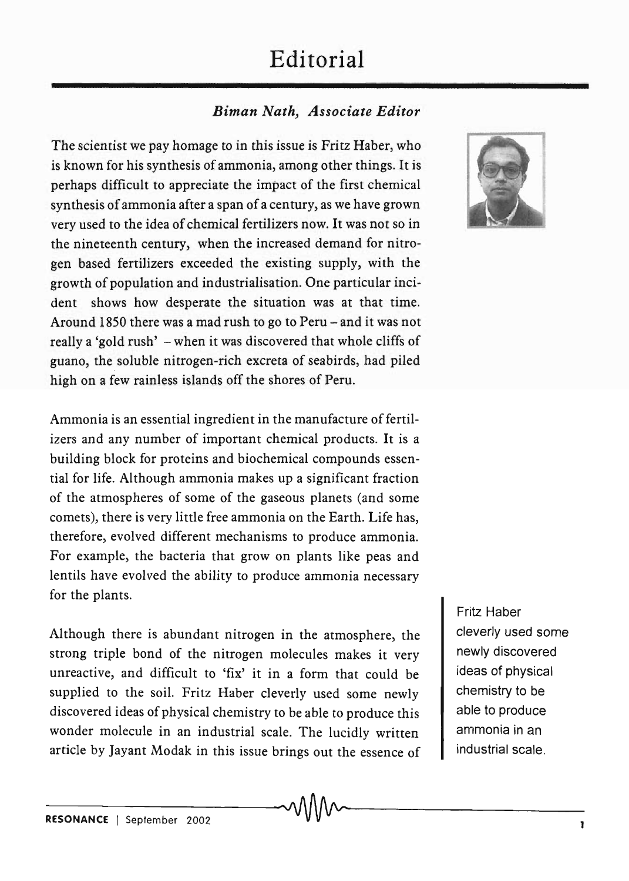# Editorial

***Biman Nath, Associate Editor***

The scientist we pay homage to in this issue is Fritz Haber, who is known for his synthesis of ammonia, among other things. It is perhaps difficult to appreciate the impact of the first chemical synthesis of ammonia after a span of a century, as we have grown very used to the idea of chemical fertilizers now. It was not so in the nineteenth century, when the increased demand for nitrogen based fertilizers exceeded the existing supply, with the growth of population and industrialisation. One particular incident shows how desperate the situation was at that time. Around 1850 there was a mad rush to go to Peru – and it was not really a 'gold rush' – when it was discovered that whole cliffs of guano, the soluble nitrogen-rich excreta of seabirds, had piled high on a few rainless islands off the shores of Peru.

Ammonia is an essential ingredient in the manufacture of fertilizers and any number of important chemical products. It is a building block for proteins and biochemical compounds essential for life. Although ammonia makes up a significant fraction of the atmospheres of some of the gaseous planets (and some comets), there is very little free ammonia on the Earth. Life has, therefore, evolved different mechanisms to produce ammonia. For example, the bacteria that grow on plants like peas and lentils have evolved the ability to produce ammonia necessary for the plants.

Although there is abundant nitrogen in the atmosphere, the strong triple bond of the nitrogen molecules makes it very unreactive, and difficult to 'fix' it in a form that could be supplied to the soil. Fritz Haber cleverly used some newly discovered ideas of physical chemistry to be able to produce this wonder molecule in an industrial scale. The lucidly written article by Jayant Modak in this issue brings out the essence of

> Fritz Haber cleverly used some newly discovered ideas of physical chemistry to be able to produce ammonia in an industrial scale.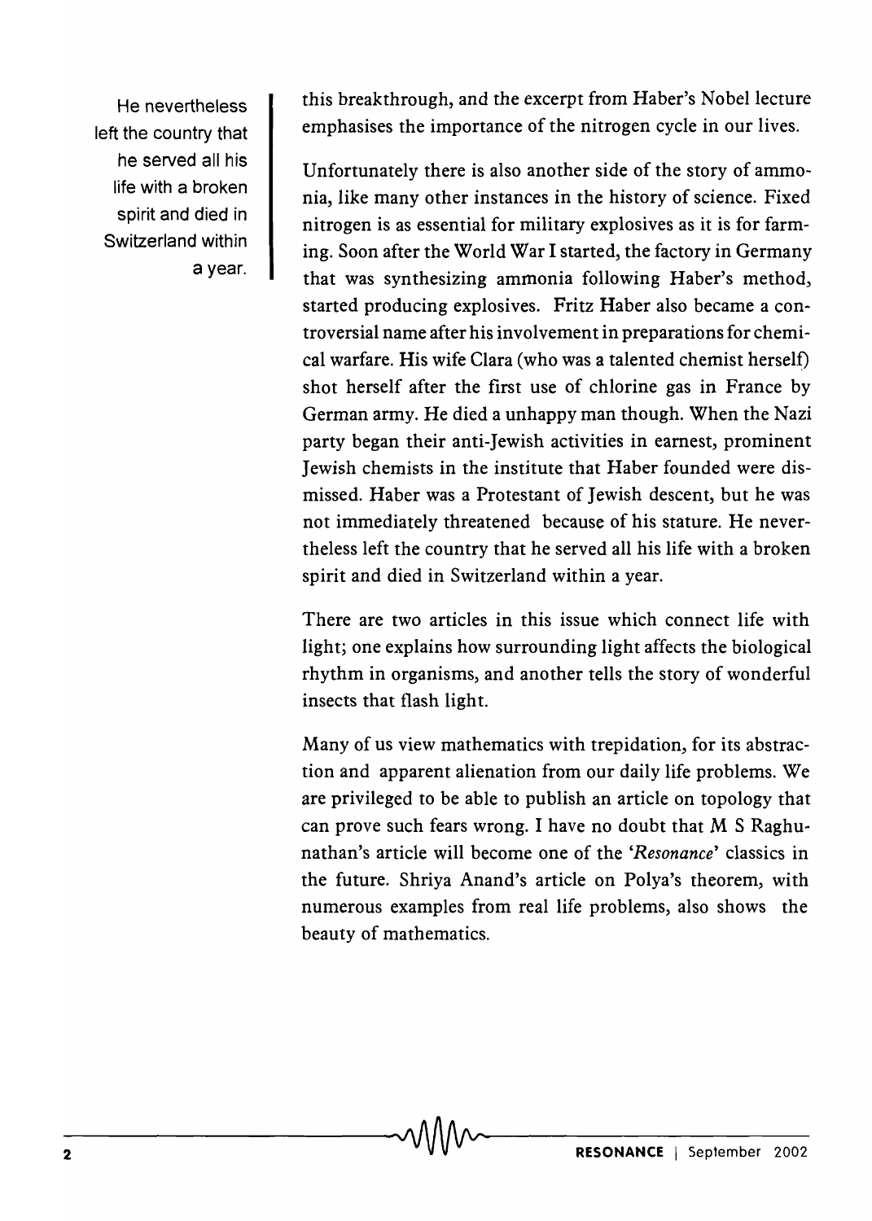He nevertheless left the country that he served all his life with a broken spirit and died in Switzerland within a year.

this breakthrough, and the excerpt from Haber's Nobel lecture emphasises the importance of the nitrogen cycle in our lives.

Unfortunately there is also another side of the story of ammonia, like many other instances in the history of science. Fixed nitrogen is as essential for military explosives as it is for farming. Soon after the World War I started, the factory in Germany that was synthesizing ammonia following Haber's method, started producing explosives. Fritz Haber also became a controversial name after his involvement in preparations for chemical warfare. His wife Clara (who was a talented chemist herself) shot herself after the first use of chlorine gas in France by German army. He died a unhappy man though. When the Nazi party began their anti-Jewish activities in earnest, prominent Jewish chemists in the institute that Haber founded were dismissed. Haber was a Protestant of Jewish descent, but he was not immediately threatened because of his stature. He nevertheless left the country that he served all his life with a broken spirit and died in Switzerland within a year.

There are two articles in this issue which connect life with light; one explains how surrounding light affects the biological rhythm in organisms, and another tells the story of wonderful insects that flash light.

Many of us view mathematics with trepidation, for its abstraction and apparent alienation from our daily life problems. We are privileged to be able to publish an article on topology that can prove such fears wrong. I have no doubt that M S Raghunathan's article will become one of the '*Resonance*' classics in the future. Shriya Anand's article on Polya's theorem, with numerous examples from real life problems, also shows the beauty of mathematics.